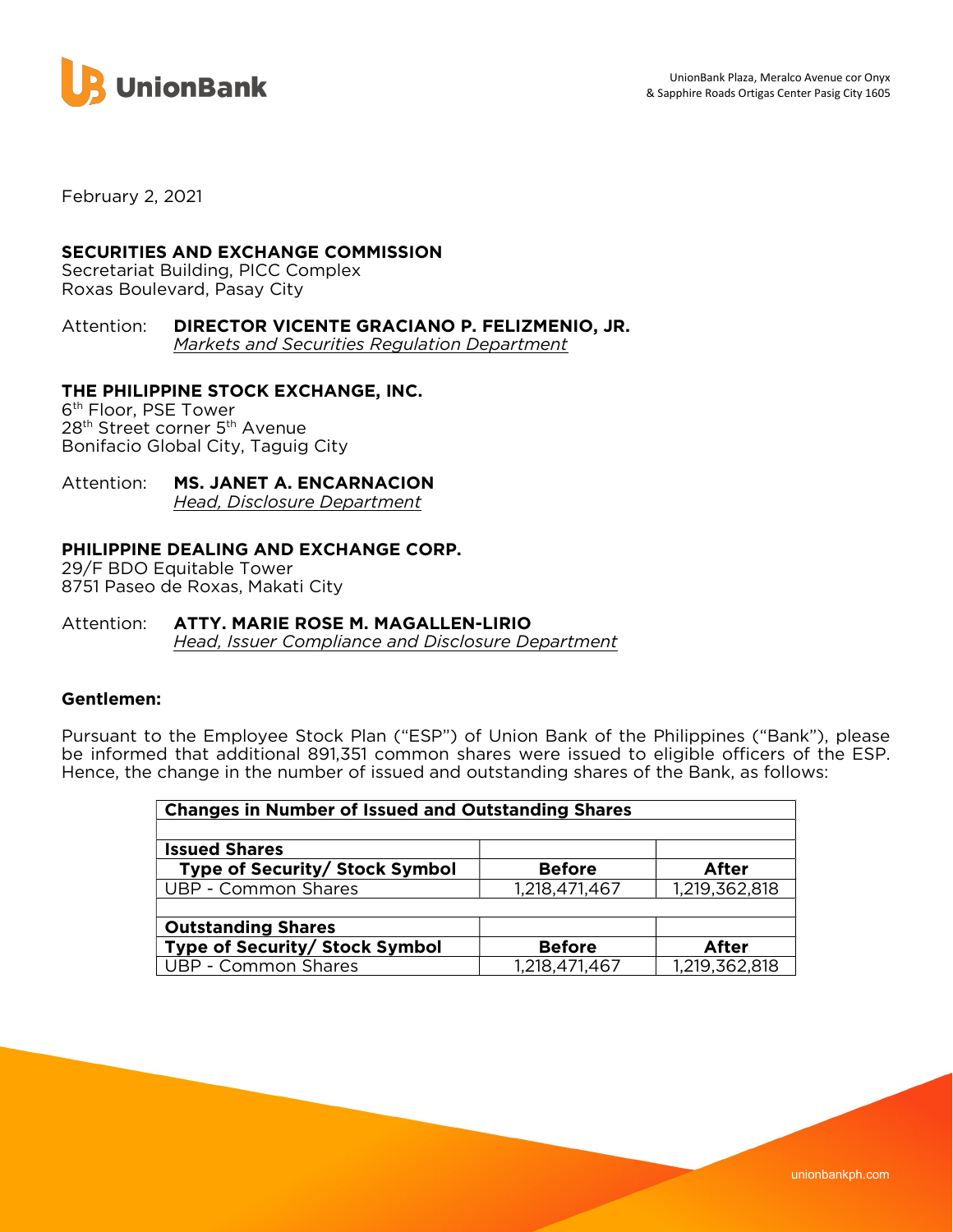UnionBank Plaza, Meralco Avenue cor Onyx & Sapphire Roads Ortigas Center Pasig City 1605

February 2, 2021

**SECURITIES AND EXCHANGE COMMISSION**
Secretariat Building, PICC Complex
Roxas Boulevard, Pasay City

Attention: **DIRECTOR VICENTE GRACIANO P. FELIZMENIO, JR.**
*Markets and Securities Regulation Department*

**THE PHILIPPINE STOCK EXCHANGE, INC.**
6th Floor, PSE Tower
28th Street corner 5th Avenue
Bonifacio Global City, Taguig City

Attention: **MS. JANET A. ENCARNACION**
*Head, Disclosure Department*

**PHILIPPINE DEALING AND EXCHANGE CORP.**
29/F BDO Equitable Tower
8751 Paseo de Roxas, Makati City

Attention: **ATTY. MARIE ROSE M. MAGALLEN-LIRIO**
*Head, Issuer Compliance and Disclosure Department*

**Gentlemen:**

Pursuant to the Employee Stock Plan ("ESP") of Union Bank of the Philippines ("Bank"), please be informed that additional 891,351 common shares were issued to eligible officers of the ESP. Hence, the change in the number of issued and outstanding shares of the Bank, as follows:

| **Changes in Number of Issued and Outstanding Shares** | | |
|---|---|---|
| | | |
| **Issued Shares** | | |
| **Type of Security/ Stock Symbol** | **Before** | **After** |
| UBP - Common Shares | 1,218,471,467 | 1,219,362,818 |
| | | |
| **Outstanding Shares** | | |
| **Type of Security/ Stock Symbol** | **Before** | **After** |
| UBP - Common Shares | 1,218,471,467 | 1,219,362,818 |

unionbankph.com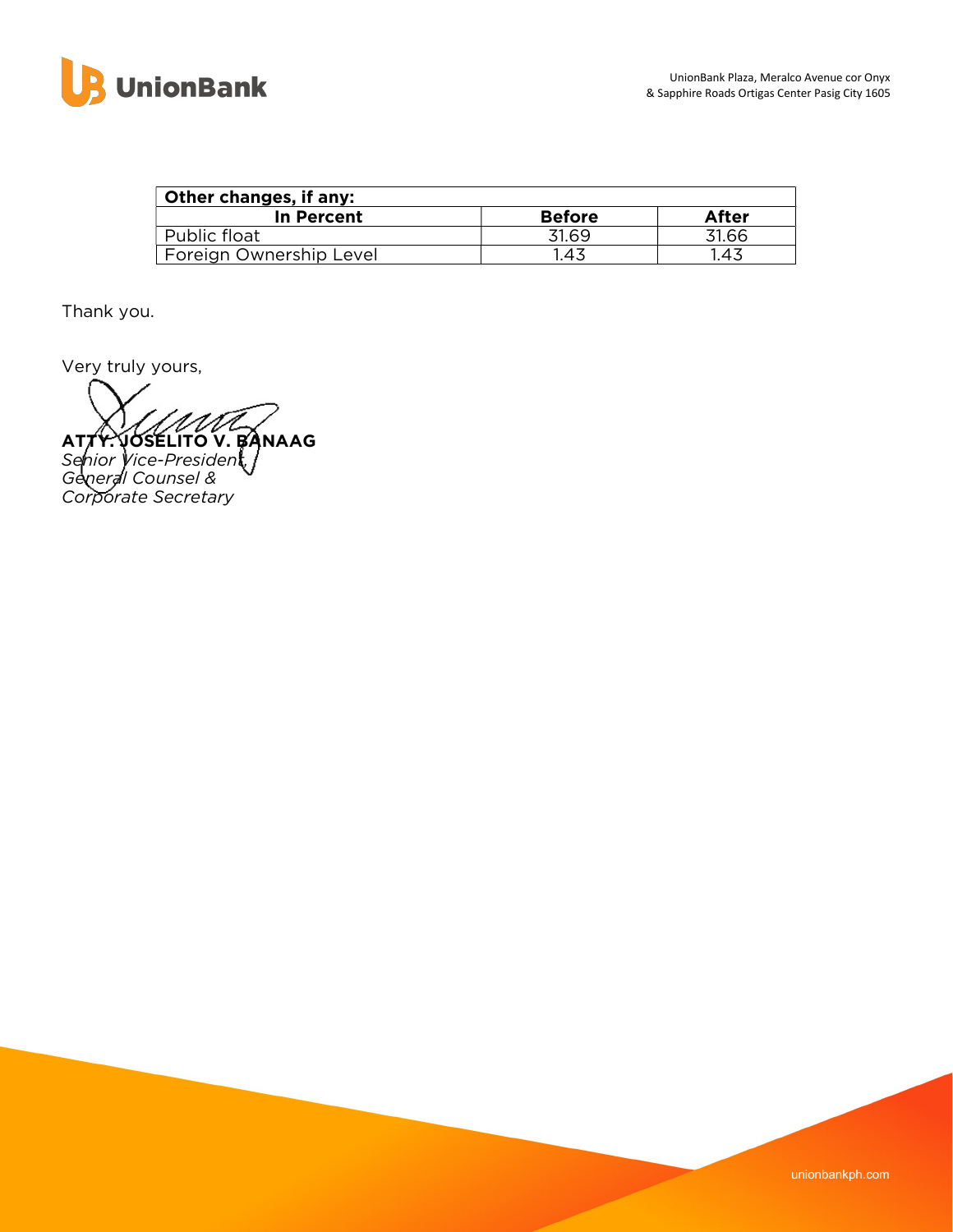| Other changes, if any: | | |
|---|---|---|
| **In Percent** | **Before** | **After** |
| Public float | 31.69 | 31.66 |
| Foreign Ownership Level | 1.43 | 1.43 |

Thank you.

Very truly yours,

**ATTY. JOSELITO V. BANAAG**
*Senior Vice-President,*
*General Counsel &*
*Corporate Secretary*